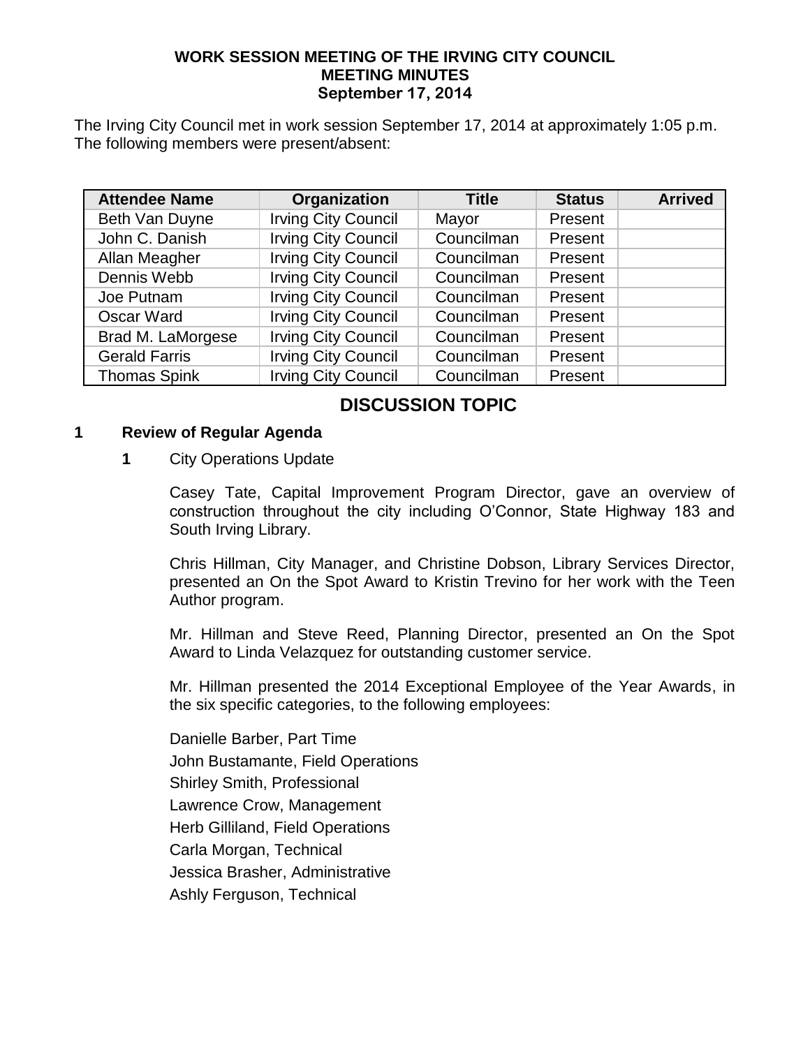**WORK SESSION MEETING OF THE IRVING CITY COUNCIL**
**MEETING MINUTES**
**September 17, 2014**

The Irving City Council met in work session September 17, 2014 at approximately 1:05 p.m. The following members were present/absent:

| Attendee Name | Organization | Title | Status | Arrived |
|---|---|---|---|---|
| Beth Van Duyne | Irving City Council | Mayor | Present | |
| John C. Danish | Irving City Council | Councilman | Present | |
| Allan Meagher | Irving City Council | Councilman | Present | |
| Dennis Webb | Irving City Council | Councilman | Present | |
| Joe Putnam | Irving City Council | Councilman | Present | |
| Oscar Ward | Irving City Council | Councilman | Present | |
| Brad M. LaMorgese | Irving City Council | Councilman | Present | |
| Gerald Farris | Irving City Council | Councilman | Present | |
| Thomas Spink | Irving City Council | Councilman | Present | |

## DISCUSSION TOPIC

### 1 Review of Regular Agenda

**1** City Operations Update

Casey Tate, Capital Improvement Program Director, gave an overview of construction throughout the city including O'Connor, State Highway 183 and South Irving Library.

Chris Hillman, City Manager, and Christine Dobson, Library Services Director, presented an On the Spot Award to Kristin Trevino for her work with the Teen Author program.

Mr. Hillman and Steve Reed, Planning Director, presented an On the Spot Award to Linda Velazquez for outstanding customer service.

Mr. Hillman presented the 2014 Exceptional Employee of the Year Awards, in the six specific categories, to the following employees:

Danielle Barber, Part Time
John Bustamante, Field Operations
Shirley Smith, Professional
Lawrence Crow, Management
Herb Gilliland, Field Operations
Carla Morgan, Technical
Jessica Brasher, Administrative
Ashly Ferguson, Technical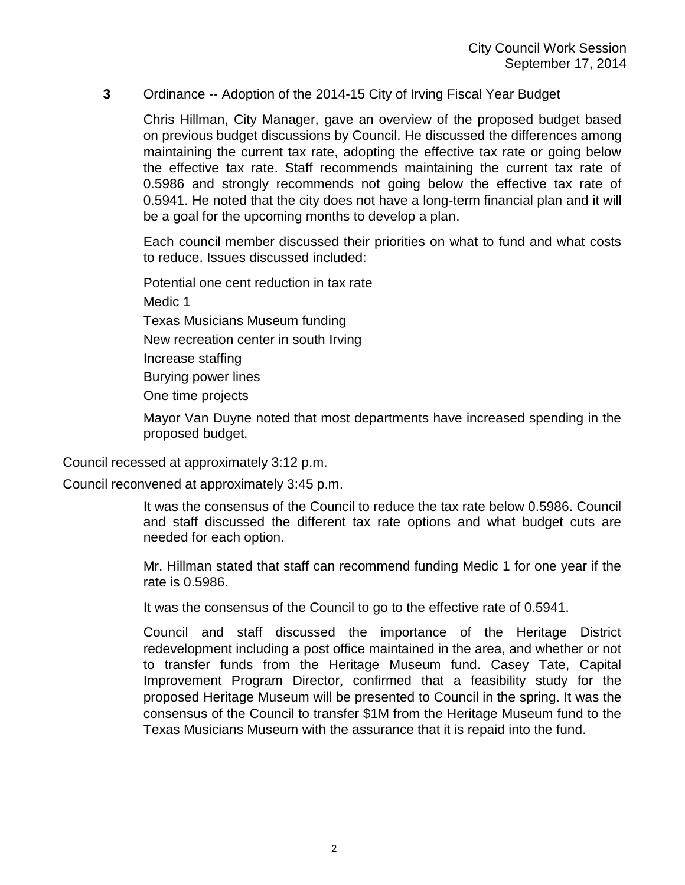**3** Ordinance -- Adoption of the 2014-15 City of Irving Fiscal Year Budget

Chris Hillman, City Manager, gave an overview of the proposed budget based on previous budget discussions by Council. He discussed the differences among maintaining the current tax rate, adopting the effective tax rate or going below the effective tax rate. Staff recommends maintaining the current tax rate of 0.5986 and strongly recommends not going below the effective tax rate of 0.5941. He noted that the city does not have a long-term financial plan and it will be a goal for the upcoming months to develop a plan.

Each council member discussed their priorities on what to fund and what costs to reduce. Issues discussed included:

Potential one cent reduction in tax rate

Medic 1

Texas Musicians Museum funding

New recreation center in south Irving

Increase staffing

Burying power lines

One time projects

Mayor Van Duyne noted that most departments have increased spending in the proposed budget.

Council recessed at approximately 3:12 p.m.

Council reconvened at approximately 3:45 p.m.

It was the consensus of the Council to reduce the tax rate below 0.5986. Council and staff discussed the different tax rate options and what budget cuts are needed for each option.

Mr. Hillman stated that staff can recommend funding Medic 1 for one year if the rate is 0.5986.

It was the consensus of the Council to go to the effective rate of 0.5941.

Council and staff discussed the importance of the Heritage District redevelopment including a post office maintained in the area, and whether or not to transfer funds from the Heritage Museum fund. Casey Tate, Capital Improvement Program Director, confirmed that a feasibility study for the proposed Heritage Museum will be presented to Council in the spring. It was the consensus of the Council to transfer $1M from the Heritage Museum fund to the Texas Musicians Museum with the assurance that it is repaid into the fund.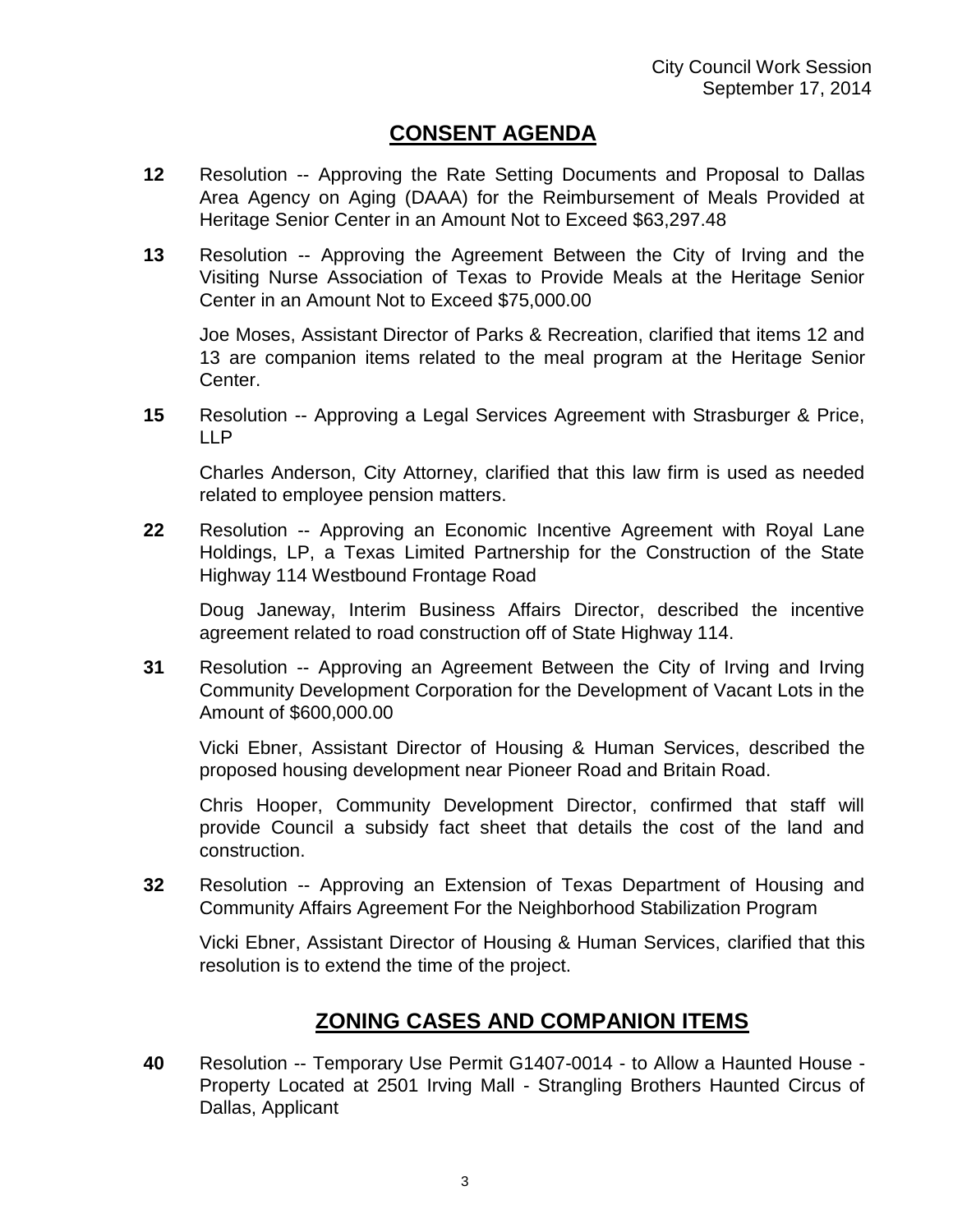## CONSENT AGENDA

**12** Resolution -- Approving the Rate Setting Documents and Proposal to Dallas Area Agency on Aging (DAAA) for the Reimbursement of Meals Provided at Heritage Senior Center in an Amount Not to Exceed $63,297.48

**13** Resolution -- Approving the Agreement Between the City of Irving and the Visiting Nurse Association of Texas to Provide Meals at the Heritage Senior Center in an Amount Not to Exceed $75,000.00

Joe Moses, Assistant Director of Parks & Recreation, clarified that items 12 and 13 are companion items related to the meal program at the Heritage Senior Center.

**15** Resolution -- Approving a Legal Services Agreement with Strasburger & Price, LLP

Charles Anderson, City Attorney, clarified that this law firm is used as needed related to employee pension matters.

**22** Resolution -- Approving an Economic Incentive Agreement with Royal Lane Holdings, LP, a Texas Limited Partnership for the Construction of the State Highway 114 Westbound Frontage Road

Doug Janeway, Interim Business Affairs Director, described the incentive agreement related to road construction off of State Highway 114.

**31** Resolution -- Approving an Agreement Between the City of Irving and Irving Community Development Corporation for the Development of Vacant Lots in the Amount of $600,000.00

Vicki Ebner, Assistant Director of Housing & Human Services, described the proposed housing development near Pioneer Road and Britain Road.

Chris Hooper, Community Development Director, confirmed that staff will provide Council a subsidy fact sheet that details the cost of the land and construction.

**32** Resolution -- Approving an Extension of Texas Department of Housing and Community Affairs Agreement For the Neighborhood Stabilization Program

Vicki Ebner, Assistant Director of Housing & Human Services, clarified that this resolution is to extend the time of the project.

## ZONING CASES AND COMPANION ITEMS

**40** Resolution -- Temporary Use Permit G1407-0014 - to Allow a Haunted House - Property Located at 2501 Irving Mall - Strangling Brothers Haunted Circus of Dallas, Applicant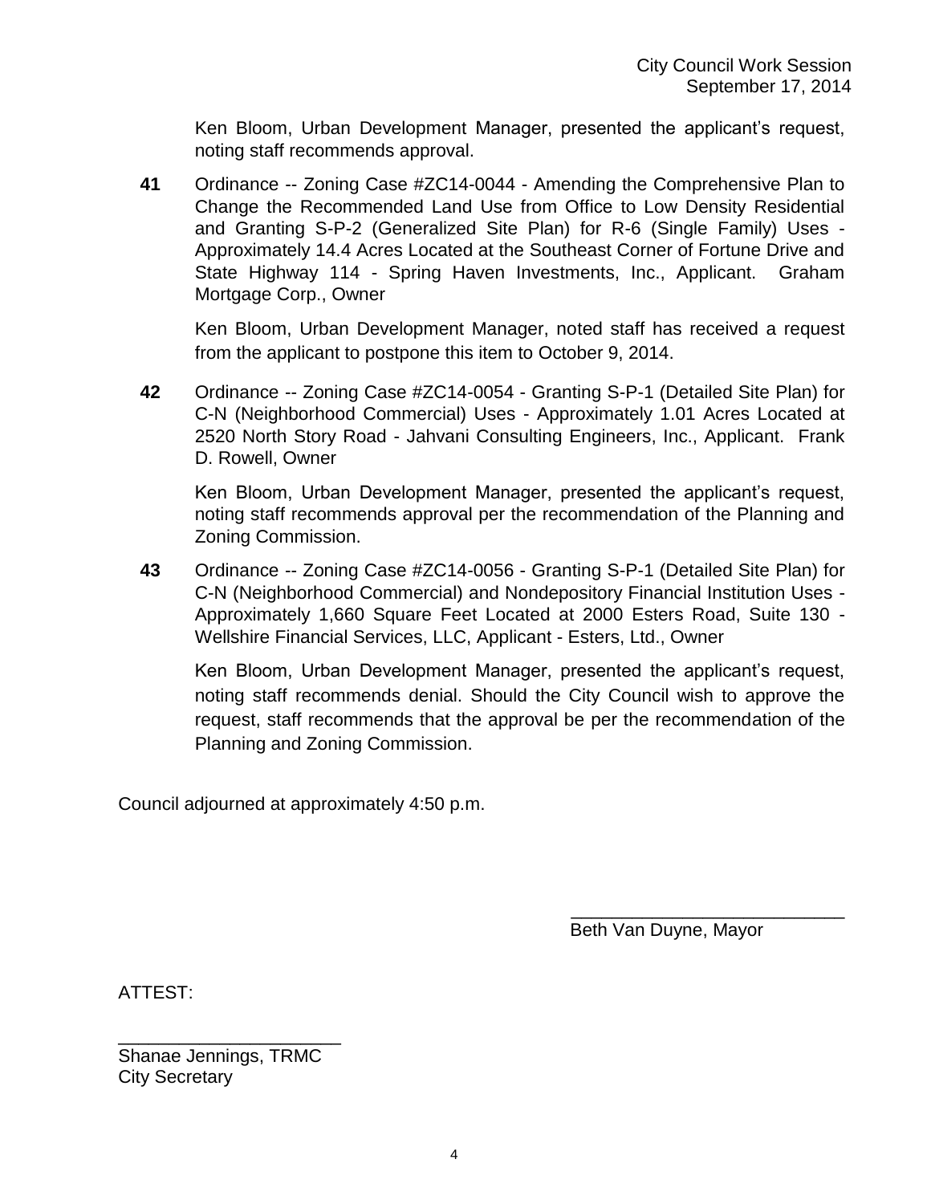Ken Bloom, Urban Development Manager, presented the applicant's request, noting staff recommends approval.

**41** Ordinance -- Zoning Case #ZC14-0044 - Amending the Comprehensive Plan to Change the Recommended Land Use from Office to Low Density Residential and Granting S-P-2 (Generalized Site Plan) for R-6 (Single Family) Uses - Approximately 14.4 Acres Located at the Southeast Corner of Fortune Drive and State Highway 114 - Spring Haven Investments, Inc., Applicant. Graham Mortgage Corp., Owner

Ken Bloom, Urban Development Manager, noted staff has received a request from the applicant to postpone this item to October 9, 2014.

**42** Ordinance -- Zoning Case #ZC14-0054 - Granting S-P-1 (Detailed Site Plan) for C-N (Neighborhood Commercial) Uses - Approximately 1.01 Acres Located at 2520 North Story Road - Jahvani Consulting Engineers, Inc., Applicant. Frank D. Rowell, Owner

Ken Bloom, Urban Development Manager, presented the applicant's request, noting staff recommends approval per the recommendation of the Planning and Zoning Commission.

**43** Ordinance -- Zoning Case #ZC14-0056 - Granting S-P-1 (Detailed Site Plan) for C-N (Neighborhood Commercial) and Nondepository Financial Institution Uses - Approximately 1,660 Square Feet Located at 2000 Esters Road, Suite 130 - Wellshire Financial Services, LLC, Applicant - Esters, Ltd., Owner

Ken Bloom, Urban Development Manager, presented the applicant's request, noting staff recommends denial. Should the City Council wish to approve the request, staff recommends that the approval be per the recommendation of the Planning and Zoning Commission.

Council adjourned at approximately 4:50 p.m.

\_\_\_\_\_\_\_\_\_\_\_\_\_\_\_\_\_\_\_\_\_\_\_\_\_\_\_\_
Beth Van Duyne, Mayor

ATTEST:

\_\_\_\_\_\_\_\_\_\_\_\_\_\_\_\_\_\_\_\_\_\_\_
Shanae Jennings, TRMC
City Secretary